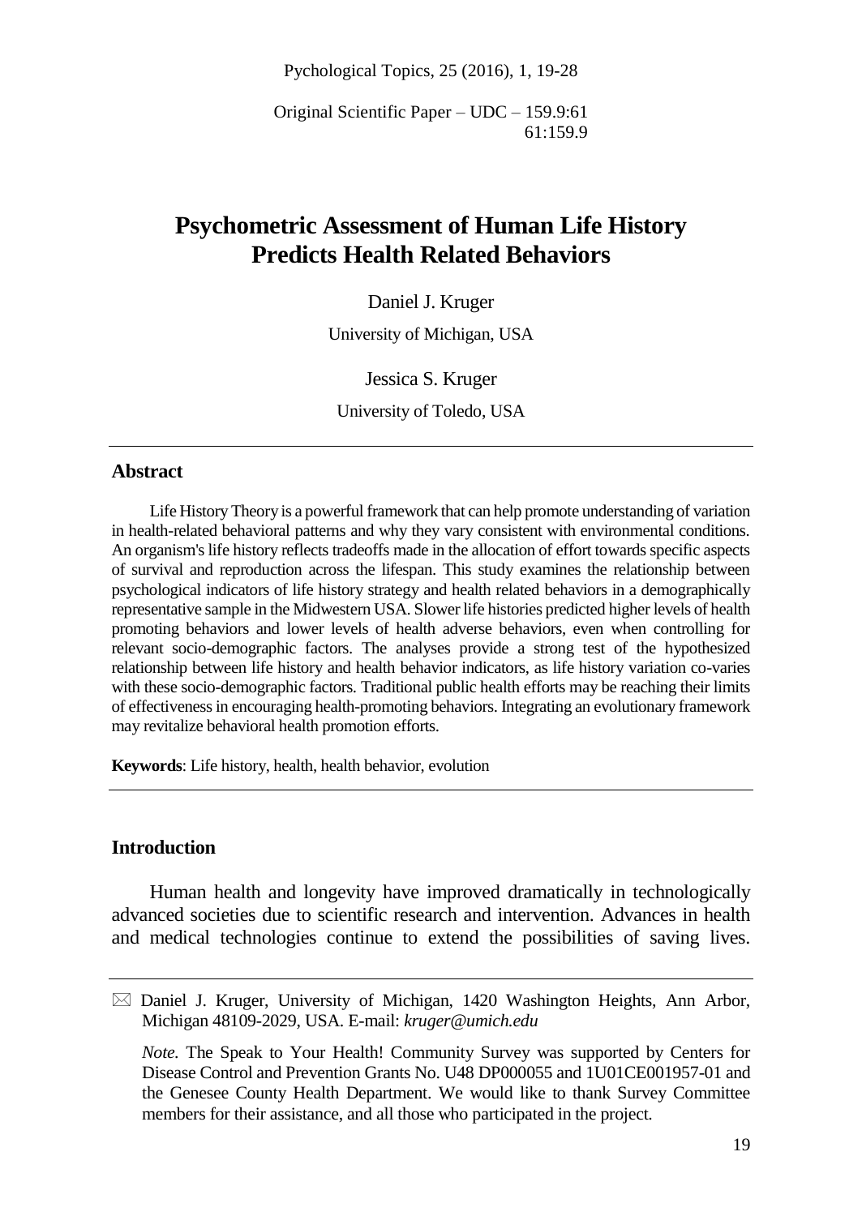Original Scientific Paper – UDC – 159.9:61
61:159.9

# Psychometric Assessment of Human Life History Predicts Health Related Behaviors

Daniel J. Kruger

University of Michigan, USA

Jessica S. Kruger

University of Toledo, USA

## Abstract

Life History Theory is a powerful framework that can help promote understanding of variation in health-related behavioral patterns and why they vary consistent with environmental conditions. An organism's life history reflects tradeoffs made in the allocation of effort towards specific aspects of survival and reproduction across the lifespan. This study examines the relationship between psychological indicators of life history strategy and health related behaviors in a demographically representative sample in the Midwestern USA. Slower life histories predicted higher levels of health promoting behaviors and lower levels of health adverse behaviors, even when controlling for relevant socio-demographic factors. The analyses provide a strong test of the hypothesized relationship between life history and health behavior indicators, as life history variation co-varies with these socio-demographic factors. Traditional public health efforts may be reaching their limits of effectiveness in encouraging health-promoting behaviors. Integrating an evolutionary framework may revitalize behavioral health promotion efforts.

**Keywords**: Life history, health, health behavior, evolution

## Introduction

Human health and longevity have improved dramatically in technologically advanced societies due to scientific research and intervention. Advances in health and medical technologies continue to extend the possibilities of saving lives.

---

✉ Daniel J. Kruger, University of Michigan, 1420 Washington Heights, Ann Arbor, Michigan 48109-2029, USA. E-mail: *kruger@umich.edu*

*Note.* The Speak to Your Health! Community Survey was supported by Centers for Disease Control and Prevention Grants No. U48 DP000055 and 1U01CE001957-01 and the Genesee County Health Department. We would like to thank Survey Committee members for their assistance, and all those who participated in the project.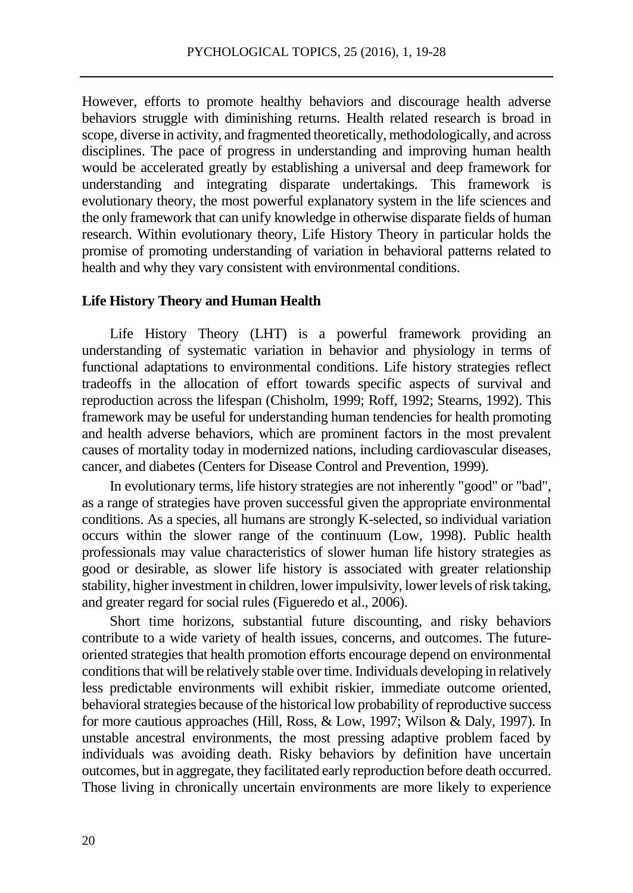However, efforts to promote healthy behaviors and discourage health adverse behaviors struggle with diminishing returns. Health related research is broad in scope, diverse in activity, and fragmented theoretically, methodologically, and across disciplines. The pace of progress in understanding and improving human health would be accelerated greatly by establishing a universal and deep framework for understanding and integrating disparate undertakings. This framework is evolutionary theory, the most powerful explanatory system in the life sciences and the only framework that can unify knowledge in otherwise disparate fields of human research. Within evolutionary theory, Life History Theory in particular holds the promise of promoting understanding of variation in behavioral patterns related to health and why they vary consistent with environmental conditions.

## Life History Theory and Human Health

Life History Theory (LHT) is a powerful framework providing an understanding of systematic variation in behavior and physiology in terms of functional adaptations to environmental conditions. Life history strategies reflect tradeoffs in the allocation of effort towards specific aspects of survival and reproduction across the lifespan (Chisholm, 1999; Roff, 1992; Stearns, 1992). This framework may be useful for understanding human tendencies for health promoting and health adverse behaviors, which are prominent factors in the most prevalent causes of mortality today in modernized nations, including cardiovascular diseases, cancer, and diabetes (Centers for Disease Control and Prevention, 1999).

In evolutionary terms, life history strategies are not inherently "good" or "bad", as a range of strategies have proven successful given the appropriate environmental conditions. As a species, all humans are strongly K-selected, so individual variation occurs within the slower range of the continuum (Low, 1998). Public health professionals may value characteristics of slower human life history strategies as good or desirable, as slower life history is associated with greater relationship stability, higher investment in children, lower impulsivity, lower levels of risk taking, and greater regard for social rules (Figueredo et al., 2006).

Short time horizons, substantial future discounting, and risky behaviors contribute to a wide variety of health issues, concerns, and outcomes. The future-oriented strategies that health promotion efforts encourage depend on environmental conditions that will be relatively stable over time. Individuals developing in relatively less predictable environments will exhibit riskier, immediate outcome oriented, behavioral strategies because of the historical low probability of reproductive success for more cautious approaches (Hill, Ross, & Low, 1997; Wilson & Daly, 1997). In unstable ancestral environments, the most pressing adaptive problem faced by individuals was avoiding death. Risky behaviors by definition have uncertain outcomes, but in aggregate, they facilitated early reproduction before death occurred. Those living in chronically uncertain environments are more likely to experience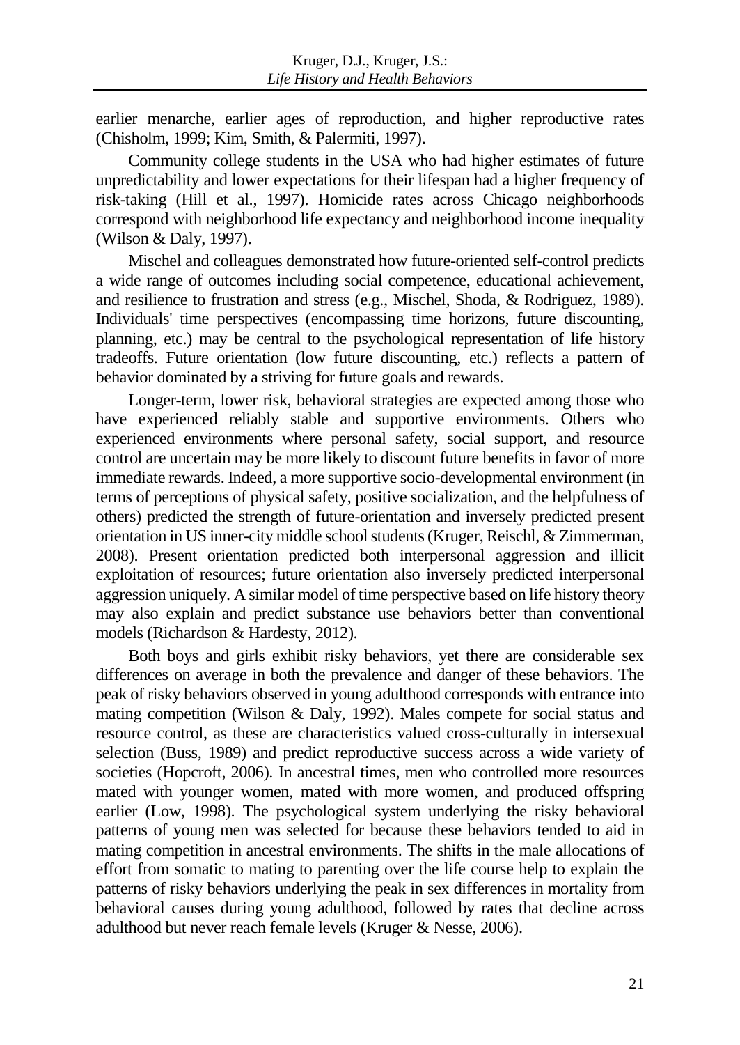earlier menarche, earlier ages of reproduction, and higher reproductive rates (Chisholm, 1999; Kim, Smith, & Palermiti, 1997).

Community college students in the USA who had higher estimates of future unpredictability and lower expectations for their lifespan had a higher frequency of risk-taking (Hill et al., 1997). Homicide rates across Chicago neighborhoods correspond with neighborhood life expectancy and neighborhood income inequality (Wilson & Daly, 1997).

Mischel and colleagues demonstrated how future-oriented self-control predicts a wide range of outcomes including social competence, educational achievement, and resilience to frustration and stress (e.g., Mischel, Shoda, & Rodriguez, 1989). Individuals' time perspectives (encompassing time horizons, future discounting, planning, etc.) may be central to the psychological representation of life history tradeoffs. Future orientation (low future discounting, etc.) reflects a pattern of behavior dominated by a striving for future goals and rewards.

Longer-term, lower risk, behavioral strategies are expected among those who have experienced reliably stable and supportive environments. Others who experienced environments where personal safety, social support, and resource control are uncertain may be more likely to discount future benefits in favor of more immediate rewards. Indeed, a more supportive socio-developmental environment (in terms of perceptions of physical safety, positive socialization, and the helpfulness of others) predicted the strength of future-orientation and inversely predicted present orientation in US inner-city middle school students (Kruger, Reischl, & Zimmerman, 2008). Present orientation predicted both interpersonal aggression and illicit exploitation of resources; future orientation also inversely predicted interpersonal aggression uniquely. A similar model of time perspective based on life history theory may also explain and predict substance use behaviors better than conventional models (Richardson & Hardesty, 2012).

Both boys and girls exhibit risky behaviors, yet there are considerable sex differences on average in both the prevalence and danger of these behaviors. The peak of risky behaviors observed in young adulthood corresponds with entrance into mating competition (Wilson & Daly, 1992). Males compete for social status and resource control, as these are characteristics valued cross-culturally in intersexual selection (Buss, 1989) and predict reproductive success across a wide variety of societies (Hopcroft, 2006). In ancestral times, men who controlled more resources mated with younger women, mated with more women, and produced offspring earlier (Low, 1998). The psychological system underlying the risky behavioral patterns of young men was selected for because these behaviors tended to aid in mating competition in ancestral environments. The shifts in the male allocations of effort from somatic to mating to parenting over the life course help to explain the patterns of risky behaviors underlying the peak in sex differences in mortality from behavioral causes during young adulthood, followed by rates that decline across adulthood but never reach female levels (Kruger & Nesse, 2006).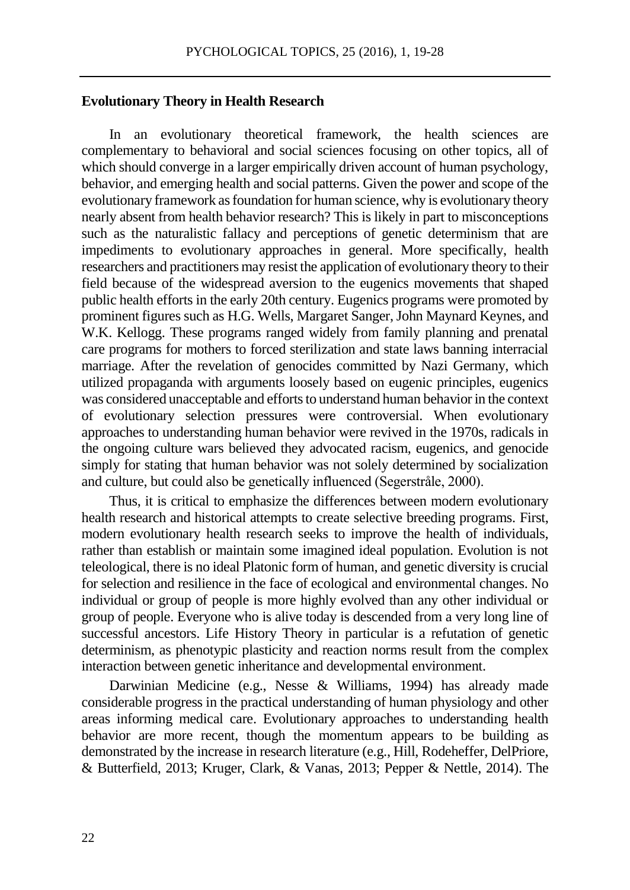**Evolutionary Theory in Health Research**

In an evolutionary theoretical framework, the health sciences are complementary to behavioral and social sciences focusing on other topics, all of which should converge in a larger empirically driven account of human psychology, behavior, and emerging health and social patterns. Given the power and scope of the evolutionary framework as foundation for human science, why is evolutionary theory nearly absent from health behavior research? This is likely in part to misconceptions such as the naturalistic fallacy and perceptions of genetic determinism that are impediments to evolutionary approaches in general. More specifically, health researchers and practitioners may resist the application of evolutionary theory to their field because of the widespread aversion to the eugenics movements that shaped public health efforts in the early 20th century. Eugenics programs were promoted by prominent figures such as H.G. Wells, Margaret Sanger, John Maynard Keynes, and W.K. Kellogg. These programs ranged widely from family planning and prenatal care programs for mothers to forced sterilization and state laws banning interracial marriage. After the revelation of genocides committed by Nazi Germany, which utilized propaganda with arguments loosely based on eugenic principles, eugenics was considered unacceptable and efforts to understand human behavior in the context of evolutionary selection pressures were controversial. When evolutionary approaches to understanding human behavior were revived in the 1970s, radicals in the ongoing culture wars believed they advocated racism, eugenics, and genocide simply for stating that human behavior was not solely determined by socialization and culture, but could also be genetically influenced (Segerstråle, 2000).

Thus, it is critical to emphasize the differences between modern evolutionary health research and historical attempts to create selective breeding programs. First, modern evolutionary health research seeks to improve the health of individuals, rather than establish or maintain some imagined ideal population. Evolution is not teleological, there is no ideal Platonic form of human, and genetic diversity is crucial for selection and resilience in the face of ecological and environmental changes. No individual or group of people is more highly evolved than any other individual or group of people. Everyone who is alive today is descended from a very long line of successful ancestors. Life History Theory in particular is a refutation of genetic determinism, as phenotypic plasticity and reaction norms result from the complex interaction between genetic inheritance and developmental environment.

Darwinian Medicine (e.g., Nesse & Williams, 1994) has already made considerable progress in the practical understanding of human physiology and other areas informing medical care. Evolutionary approaches to understanding health behavior are more recent, though the momentum appears to be building as demonstrated by the increase in research literature (e.g., Hill, Rodeheffer, DelPriore, & Butterfield, 2013; Kruger, Clark, & Vanas, 2013; Pepper & Nettle, 2014). The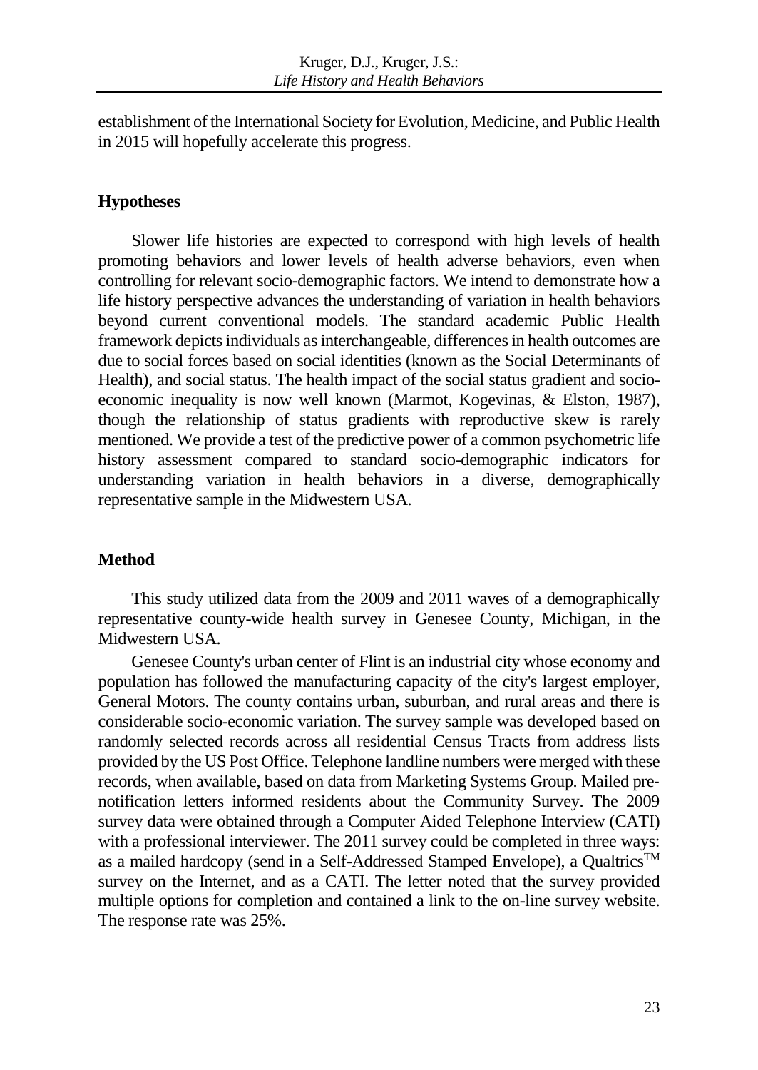establishment of the International Society for Evolution, Medicine, and Public Health in 2015 will hopefully accelerate this progress.

## Hypotheses

Slower life histories are expected to correspond with high levels of health promoting behaviors and lower levels of health adverse behaviors, even when controlling for relevant socio-demographic factors. We intend to demonstrate how a life history perspective advances the understanding of variation in health behaviors beyond current conventional models. The standard academic Public Health framework depicts individuals as interchangeable, differences in health outcomes are due to social forces based on social identities (known as the Social Determinants of Health), and social status. The health impact of the social status gradient and socio-economic inequality is now well known (Marmot, Kogevinas, & Elston, 1987), though the relationship of status gradients with reproductive skew is rarely mentioned. We provide a test of the predictive power of a common psychometric life history assessment compared to standard socio-demographic indicators for understanding variation in health behaviors in a diverse, demographically representative sample in the Midwestern USA.

## Method

This study utilized data from the 2009 and 2011 waves of a demographically representative county-wide health survey in Genesee County, Michigan, in the Midwestern USA.

Genesee County's urban center of Flint is an industrial city whose economy and population has followed the manufacturing capacity of the city's largest employer, General Motors. The county contains urban, suburban, and rural areas and there is considerable socio-economic variation. The survey sample was developed based on randomly selected records across all residential Census Tracts from address lists provided by the US Post Office. Telephone landline numbers were merged with these records, when available, based on data from Marketing Systems Group. Mailed pre-notification letters informed residents about the Community Survey. The 2009 survey data were obtained through a Computer Aided Telephone Interview (CATI) with a professional interviewer. The 2011 survey could be completed in three ways: as a mailed hardcopy (send in a Self-Addressed Stamped Envelope), a Qualtrics™ survey on the Internet, and as a CATI. The letter noted that the survey provided multiple options for completion and contained a link to the on-line survey website. The response rate was 25%.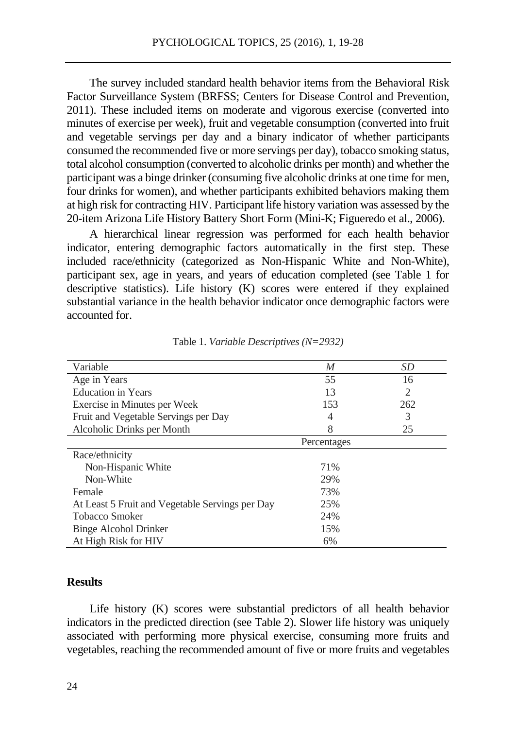The survey included standard health behavior items from the Behavioral Risk Factor Surveillance System (BRFSS; Centers for Disease Control and Prevention, 2011). These included items on moderate and vigorous exercise (converted into minutes of exercise per week), fruit and vegetable consumption (converted into fruit and vegetable servings per day and a binary indicator of whether participants consumed the recommended five or more servings per day), tobacco smoking status, total alcohol consumption (converted to alcoholic drinks per month) and whether the participant was a binge drinker (consuming five alcoholic drinks at one time for men, four drinks for women), and whether participants exhibited behaviors making them at high risk for contracting HIV. Participant life history variation was assessed by the 20-item Arizona Life History Battery Short Form (Mini-K; Figueredo et al., 2006).

A hierarchical linear regression was performed for each health behavior indicator, entering demographic factors automatically in the first step. These included race/ethnicity (categorized as Non-Hispanic White and Non-White), participant sex, age in years, and years of education completed (see Table 1 for descriptive statistics). Life history (K) scores were entered if they explained substantial variance in the health behavior indicator once demographic factors were accounted for.

Table 1. *Variable Descriptives (N=2932)*

| Variable | *M* | *SD* |
|---|---|---|
| Age in Years | 55 | 16 |
| Education in Years | 13 | 2 |
| Exercise in Minutes per Week | 153 | 262 |
| Fruit and Vegetable Servings per Day | 4 | 3 |
| Alcoholic Drinks per Month | 8 | 25 |
| | Percentages | |
| Race/ethnicity | | |
| Non-Hispanic White | 71% | |
| Non-White | 29% | |
| Female | 73% | |
| At Least 5 Fruit and Vegetable Servings per Day | 25% | |
| Tobacco Smoker | 24% | |
| Binge Alcohol Drinker | 15% | |
| At High Risk for HIV | 6% | |

## Results

Life history (K) scores were substantial predictors of all health behavior indicators in the predicted direction (see Table 2). Slower life history was uniquely associated with performing more physical exercise, consuming more fruits and vegetables, reaching the recommended amount of five or more fruits and vegetables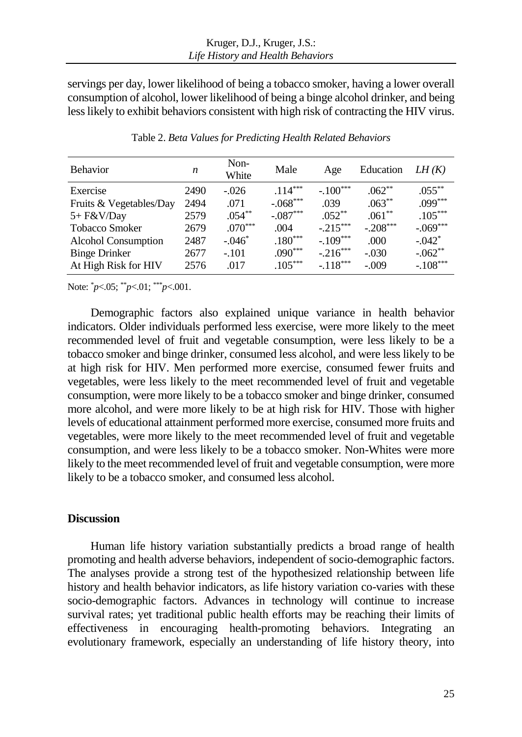servings per day, lower likelihood of being a tobacco smoker, having a lower overall consumption of alcohol, lower likelihood of being a binge alcohol drinker, and being less likely to exhibit behaviors consistent with high risk of contracting the HIV virus.

Table 2. *Beta Values for Predicting Health Related Behaviors*

| Behavior | *n* | Non-White | Male | Age | Education | *LH (K)* |
|---|---|---|---|---|---|---|
| Exercise | 2490 | -.026 | .114*** | -.100*** | .062** | .055** |
| Fruits & Vegetables/Day | 2494 | .071 | -.068*** | .039 | .063** | .099*** |
| 5+ F&V/Day | 2579 | .054** | -.087*** | .052** | .061** | .105*** |
| Tobacco Smoker | 2679 | .070*** | .004 | -.215*** | -.208*** | -.069*** |
| Alcohol Consumption | 2487 | -.046* | .180*** | -.109*** | .000 | -.042* |
| Binge Drinker | 2677 | -.101 | .090*** | -.216*** | -.030 | -.062** |
| At High Risk for HIV | 2576 | .017 | .105*** | -.118*** | -.009 | -.108*** |

Note: *$p$<.05; **$p$<.01; ***$p$<.001.

Demographic factors also explained unique variance in health behavior indicators. Older individuals performed less exercise, were more likely to the meet recommended level of fruit and vegetable consumption, were less likely to be a tobacco smoker and binge drinker, consumed less alcohol, and were less likely to be at high risk for HIV. Men performed more exercise, consumed fewer fruits and vegetables, were less likely to the meet recommended level of fruit and vegetable consumption, were more likely to be a tobacco smoker and binge drinker, consumed more alcohol, and were more likely to be at high risk for HIV. Those with higher levels of educational attainment performed more exercise, consumed more fruits and vegetables, were more likely to the meet recommended level of fruit and vegetable consumption, and were less likely to be a tobacco smoker. Non-Whites were more likely to the meet recommended level of fruit and vegetable consumption, were more likely to be a tobacco smoker, and consumed less alcohol.

## Discussion

Human life history variation substantially predicts a broad range of health promoting and health adverse behaviors, independent of socio-demographic factors. The analyses provide a strong test of the hypothesized relationship between life history and health behavior indicators, as life history variation co-varies with these socio-demographic factors. Advances in technology will continue to increase survival rates; yet traditional public health efforts may be reaching their limits of effectiveness in encouraging health-promoting behaviors. Integrating an evolutionary framework, especially an understanding of life history theory, into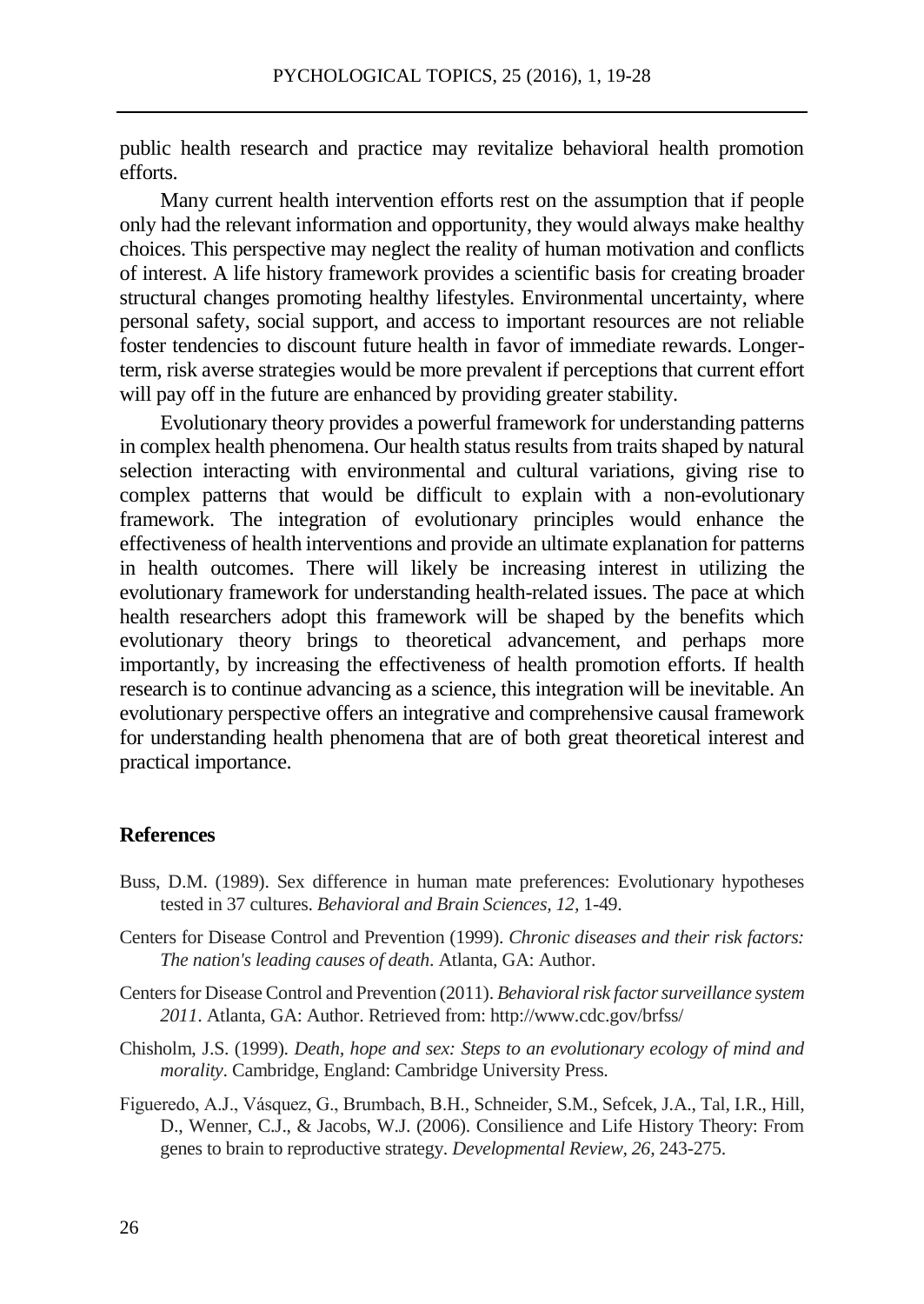public health research and practice may revitalize behavioral health promotion efforts.

Many current health intervention efforts rest on the assumption that if people only had the relevant information and opportunity, they would always make healthy choices. This perspective may neglect the reality of human motivation and conflicts of interest. A life history framework provides a scientific basis for creating broader structural changes promoting healthy lifestyles. Environmental uncertainty, where personal safety, social support, and access to important resources are not reliable foster tendencies to discount future health in favor of immediate rewards. Longer-term, risk averse strategies would be more prevalent if perceptions that current effort will pay off in the future are enhanced by providing greater stability.

Evolutionary theory provides a powerful framework for understanding patterns in complex health phenomena. Our health status results from traits shaped by natural selection interacting with environmental and cultural variations, giving rise to complex patterns that would be difficult to explain with a non-evolutionary framework. The integration of evolutionary principles would enhance the effectiveness of health interventions and provide an ultimate explanation for patterns in health outcomes. There will likely be increasing interest in utilizing the evolutionary framework for understanding health-related issues. The pace at which health researchers adopt this framework will be shaped by the benefits which evolutionary theory brings to theoretical advancement, and perhaps more importantly, by increasing the effectiveness of health promotion efforts. If health research is to continue advancing as a science, this integration will be inevitable. An evolutionary perspective offers an integrative and comprehensive causal framework for understanding health phenomena that are of both great theoretical interest and practical importance.

## References

Buss, D.M. (1989). Sex difference in human mate preferences: Evolutionary hypotheses tested in 37 cultures. *Behavioral and Brain Sciences, 12,* 1-49.

Centers for Disease Control and Prevention (1999). *Chronic diseases and their risk factors: The nation's leading causes of death*. Atlanta, GA: Author.

Centers for Disease Control and Prevention (2011). *Behavioral risk factor surveillance system 2011*. Atlanta, GA: Author. Retrieved from: http://www.cdc.gov/brfss/

Chisholm, J.S. (1999). *Death, hope and sex: Steps to an evolutionary ecology of mind and morality*. Cambridge, England: Cambridge University Press.

Figueredo, A.J., Vásquez, G., Brumbach, B.H., Schneider, S.M., Sefcek, J.A., Tal, I.R., Hill, D., Wenner, C.J., & Jacobs, W.J. (2006). Consilience and Life History Theory: From genes to brain to reproductive strategy. *Developmental Review, 26,* 243-275.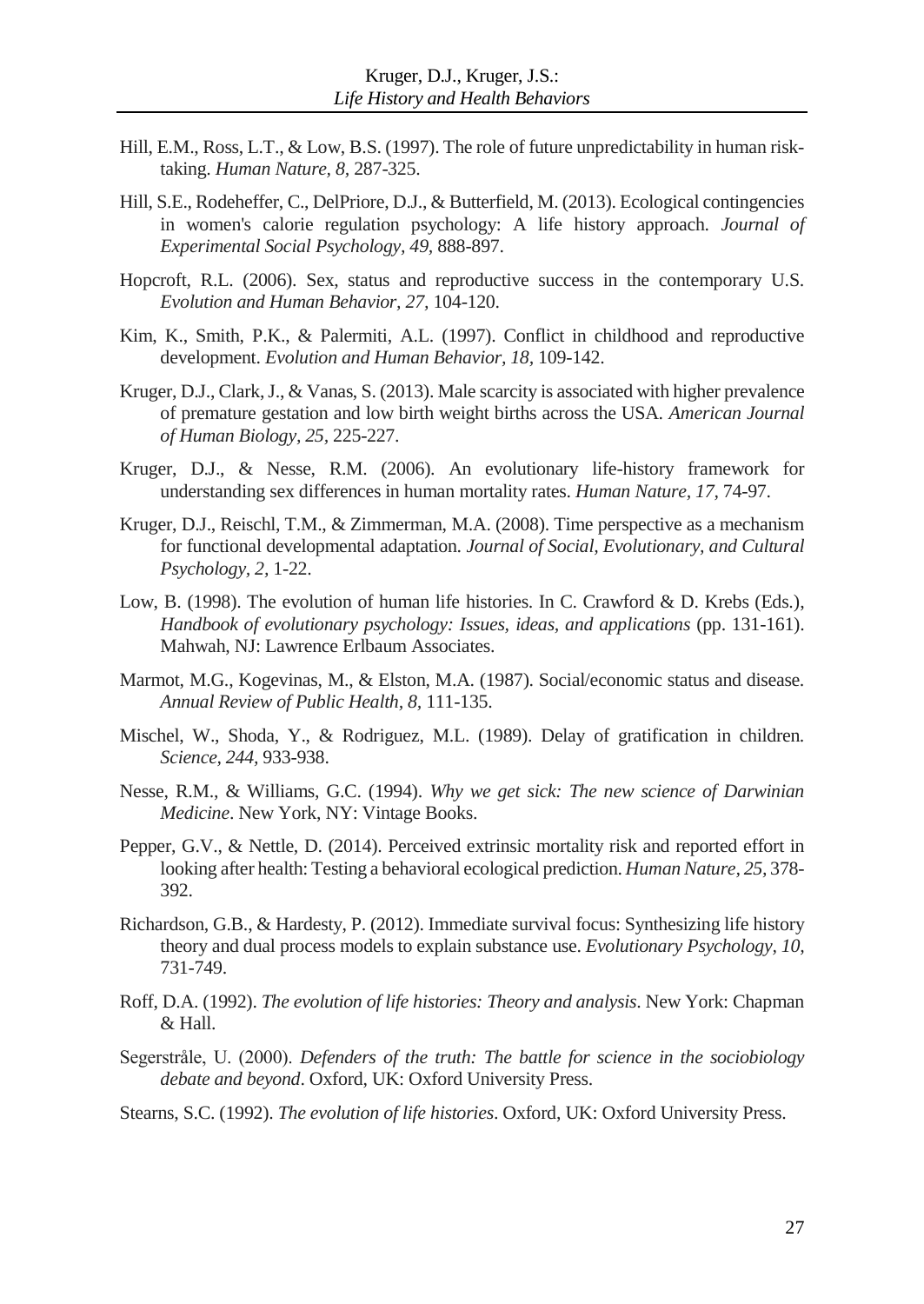Hill, E.M., Ross, L.T., & Low, B.S. (1997). The role of future unpredictability in human risk-taking. *Human Nature, 8,* 287-325.

Hill, S.E., Rodeheffer, C., DelPriore, D.J., & Butterfield, M. (2013). Ecological contingencies in women's calorie regulation psychology: A life history approach. *Journal of Experimental Social Psychology, 49*, 888-897.

Hopcroft, R.L. (2006). Sex, status and reproductive success in the contemporary U.S. *Evolution and Human Behavior, 27,* 104-120.

Kim, K., Smith, P.K., & Palermiti, A.L. (1997). Conflict in childhood and reproductive development. *Evolution and Human Behavior, 18*, 109-142.

Kruger, D.J., Clark, J., & Vanas, S. (2013). Male scarcity is associated with higher prevalence of premature gestation and low birth weight births across the USA. *American Journal of Human Biology, 25,* 225-227.

Kruger, D.J., & Nesse, R.M. (2006). An evolutionary life-history framework for understanding sex differences in human mortality rates. *Human Nature, 17,* 74-97.

Kruger, D.J., Reischl, T.M., & Zimmerman, M.A. (2008). Time perspective as a mechanism for functional developmental adaptation. *Journal of Social, Evolutionary, and Cultural Psychology, 2,* 1-22.

Low, B. (1998). The evolution of human life histories. In C. Crawford & D. Krebs (Eds.), *Handbook of evolutionary psychology: Issues, ideas, and applications* (pp. 131-161). Mahwah, NJ: Lawrence Erlbaum Associates.

Marmot, M.G., Kogevinas, M., & Elston, M.A. (1987). Social/economic status and disease. *Annual Review of Public Health, 8,* 111-135.

Mischel, W., Shoda, Y., & Rodriguez, M.L. (1989). Delay of gratification in children. *Science, 244,* 933-938.

Nesse, R.M., & Williams, G.C. (1994). *Why we get sick: The new science of Darwinian Medicine*. New York, NY: Vintage Books.

Pepper, G.V., & Nettle, D. (2014). Perceived extrinsic mortality risk and reported effort in looking after health: Testing a behavioral ecological prediction. *Human Nature, 25,* 378-392.

Richardson, G.B., & Hardesty, P. (2012). Immediate survival focus: Synthesizing life history theory and dual process models to explain substance use. *Evolutionary Psychology, 10,* 731-749.

Roff, D.A. (1992). *The evolution of life histories: Theory and analysis*. New York: Chapman & Hall.

Segerstråle, U. (2000). *Defenders of the truth: The battle for science in the sociobiology debate and beyond*. Oxford, UK: Oxford University Press.

Stearns, S.C. (1992). *The evolution of life histories*. Oxford, UK: Oxford University Press.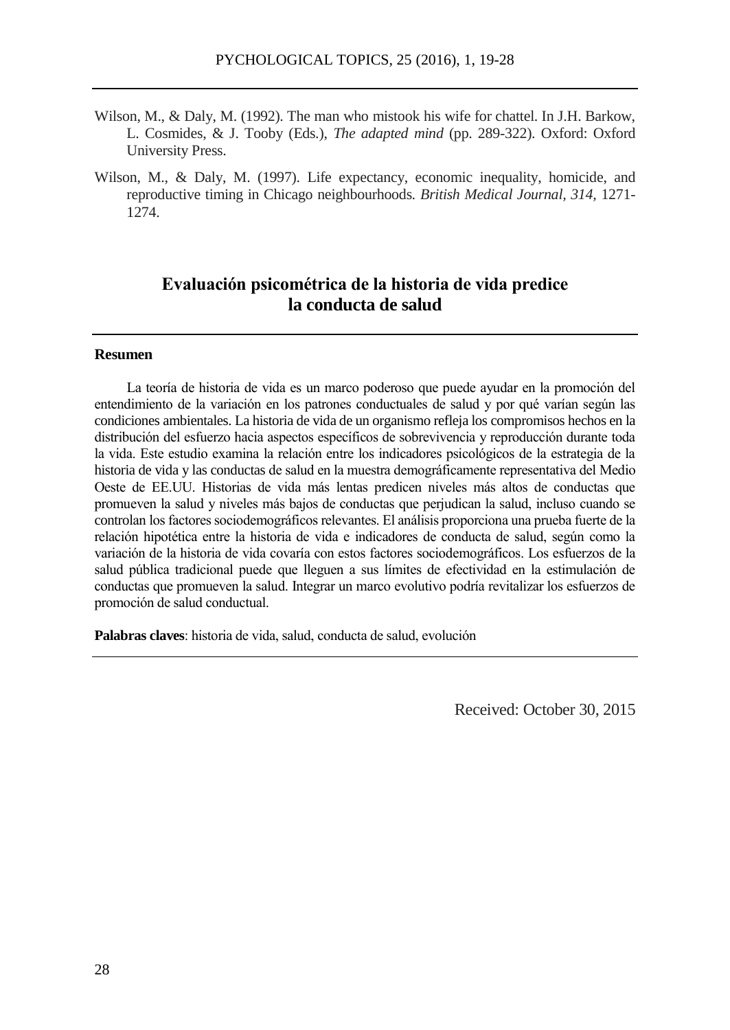Wilson, M., & Daly, M. (1992). The man who mistook his wife for chattel. In J.H. Barkow, L. Cosmides, & J. Tooby (Eds.), *The adapted mind* (pp. 289-322). Oxford: Oxford University Press.

Wilson, M., & Daly, M. (1997). Life expectancy, economic inequality, homicide, and reproductive timing in Chicago neighbourhoods. *British Medical Journal, 314,* 1271-1274.

## Evaluación psicométrica de la historia de vida predice la conducta de salud

**Resumen**

La teoría de historia de vida es un marco poderoso que puede ayudar en la promoción del entendimiento de la variación en los patrones conductuales de salud y por qué varían según las condiciones ambientales. La historia de vida de un organismo refleja los compromisos hechos en la distribución del esfuerzo hacia aspectos específicos de sobrevivencia y reproducción durante toda la vida. Este estudio examina la relación entre los indicadores psicológicos de la estrategia de la historia de vida y las conductas de salud en la muestra demográficamente representativa del Medio Oeste de EE.UU. Historias de vida más lentas predicen niveles más altos de conductas que promueven la salud y niveles más bajos de conductas que perjudican la salud, incluso cuando se controlan los factores sociodemográficos relevantes. El análisis proporciona una prueba fuerte de la relación hipotética entre la historia de vida e indicadores de conducta de salud, según como la variación de la historia de vida covaría con estos factores sociodemográficos. Los esfuerzos de la salud pública tradicional puede que lleguen a sus límites de efectividad en la estimulación de conductas que promueven la salud. Integrar un marco evolutivo podría revitalizar los esfuerzos de promoción de salud conductual.

**Palabras claves**: historia de vida, salud, conducta de salud, evolución

Received: October 30, 2015